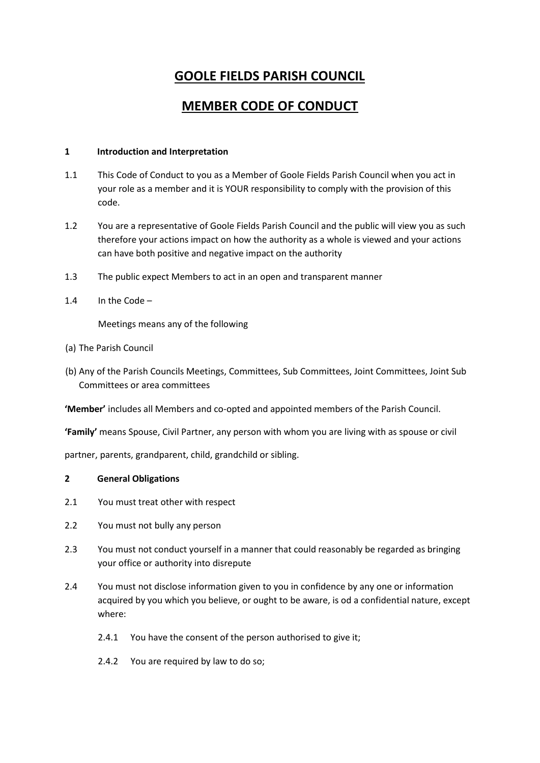# GOOLE FIELDS PARISH COUNCIL

# MEMBER CODE OF CONDUCT

**1 Introduction and Interpretation**

1.1 This Code of Conduct to you as a Member of Goole Fields Parish Council when you act in your role as a member and it is YOUR responsibility to comply with the provision of this code.

1.2 You are a representative of Goole Fields Parish Council and the public will view you as such therefore your actions impact on how the authority as a whole is viewed and your actions can have both positive and negative impact on the authority

1.3 The public expect Members to act in an open and transparent manner

1.4 In the Code –

Meetings means any of the following

(a) The Parish Council

(b) Any of the Parish Councils Meetings, Committees, Sub Committees, Joint Committees, Joint Sub Committees or area committees

**'Member'** includes all Members and co-opted and appointed members of the Parish Council.

**'Family'** means Spouse, Civil Partner, any person with whom you are living with as spouse or civil partner, parents, grandparent, child, grandchild or sibling.

**2 General Obligations**

2.1 You must treat other with respect

2.2 You must not bully any person

2.3 You must not conduct yourself in a manner that could reasonably be regarded as bringing your office or authority into disrepute

2.4 You must not disclose information given to you in confidence by any one or information acquired by you which you believe, or ought to be aware, is od a confidential nature, except where:

2.4.1 You have the consent of the person authorised to give it;

2.4.2 You are required by law to do so;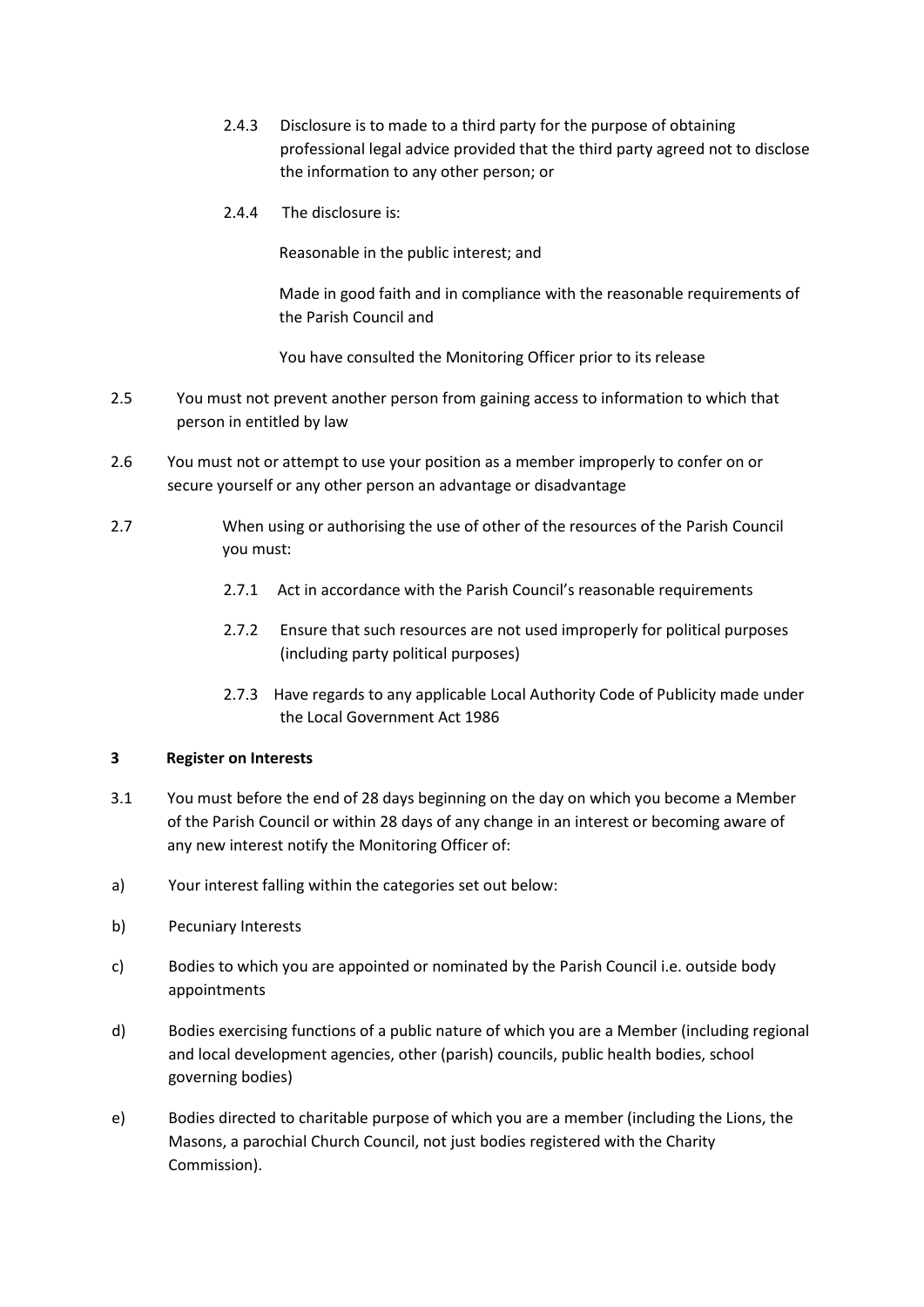2.4.3 Disclosure is to made to a third party for the purpose of obtaining professional legal advice provided that the third party agreed not to disclose the information to any other person; or

2.4.4 The disclosure is:

Reasonable in the public interest; and

Made in good faith and in compliance with the reasonable requirements of the Parish Council and

You have consulted the Monitoring Officer prior to its release

2.5 You must not prevent another person from gaining access to information to which that person in entitled by law

2.6 You must not or attempt to use your position as a member improperly to confer on or secure yourself or any other person an advantage or disadvantage

2.7 When using or authorising the use of other of the resources of the Parish Council you must:

2.7.1 Act in accordance with the Parish Council's reasonable requirements

2.7.2 Ensure that such resources are not used improperly for political purposes (including party political purposes)

2.7.3 Have regards to any applicable Local Authority Code of Publicity made under the Local Government Act 1986

**3 Register on Interests**

3.1 You must before the end of 28 days beginning on the day on which you become a Member of the Parish Council or within 28 days of any change in an interest or becoming aware of any new interest notify the Monitoring Officer of:

a) Your interest falling within the categories set out below:

b) Pecuniary Interests

c) Bodies to which you are appointed or nominated by the Parish Council i.e. outside body appointments

d) Bodies exercising functions of a public nature of which you are a Member (including regional and local development agencies, other (parish) councils, public health bodies, school governing bodies)

e) Bodies directed to charitable purpose of which you are a member (including the Lions, the Masons, a parochial Church Council, not just bodies registered with the Charity Commission).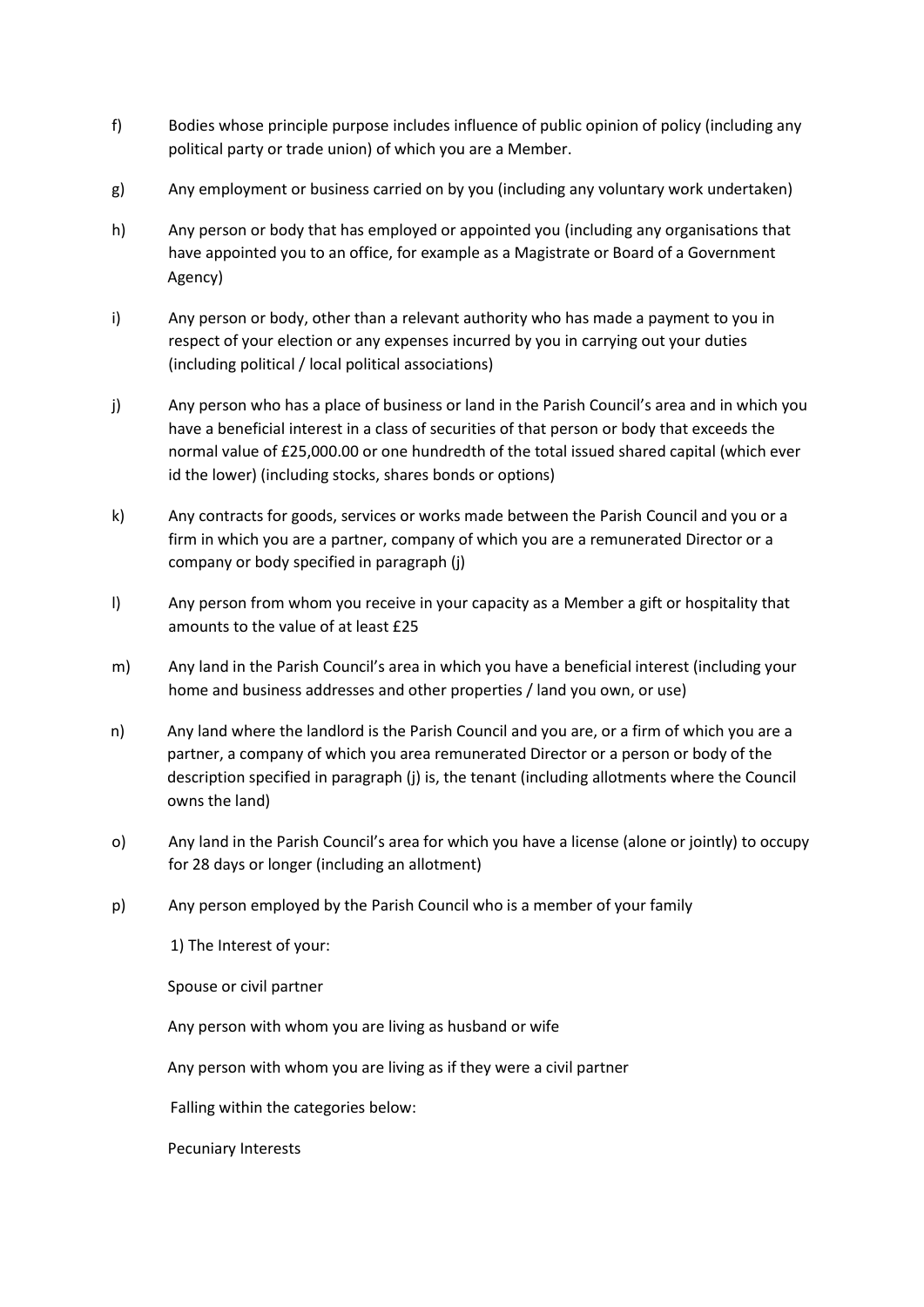f) Bodies whose principle purpose includes influence of public opinion of policy (including any political party or trade union) of which you are a Member.

g) Any employment or business carried on by you (including any voluntary work undertaken)

h) Any person or body that has employed or appointed you (including any organisations that have appointed you to an office, for example as a Magistrate or Board of a Government Agency)

i) Any person or body, other than a relevant authority who has made a payment to you in respect of your election or any expenses incurred by you in carrying out your duties (including political / local political associations)

j) Any person who has a place of business or land in the Parish Council's area and in which you have a beneficial interest in a class of securities of that person or body that exceeds the normal value of £25,000.00 or one hundredth of the total issued shared capital (which ever id the lower) (including stocks, shares bonds or options)

k) Any contracts for goods, services or works made between the Parish Council and you or a firm in which you are a partner, company of which you are a remunerated Director or a company or body specified in paragraph (j)

l) Any person from whom you receive in your capacity as a Member a gift or hospitality that amounts to the value of at least £25

m) Any land in the Parish Council's area in which you have a beneficial interest (including your home and business addresses and other properties / land you own, or use)

n) Any land where the landlord is the Parish Council and you are, or a firm of which you are a partner, a company of which you area remunerated Director or a person or body of the description specified in paragraph (j) is, the tenant (including allotments where the Council owns the land)

o) Any land in the Parish Council's area for which you have a license (alone or jointly) to occupy for 28 days or longer (including an allotment)

p) Any person employed by the Parish Council who is a member of your family

1) The Interest of your:

Spouse or civil partner

Any person with whom you are living as husband or wife

Any person with whom you are living as if they were a civil partner

Falling within the categories below:

Pecuniary Interests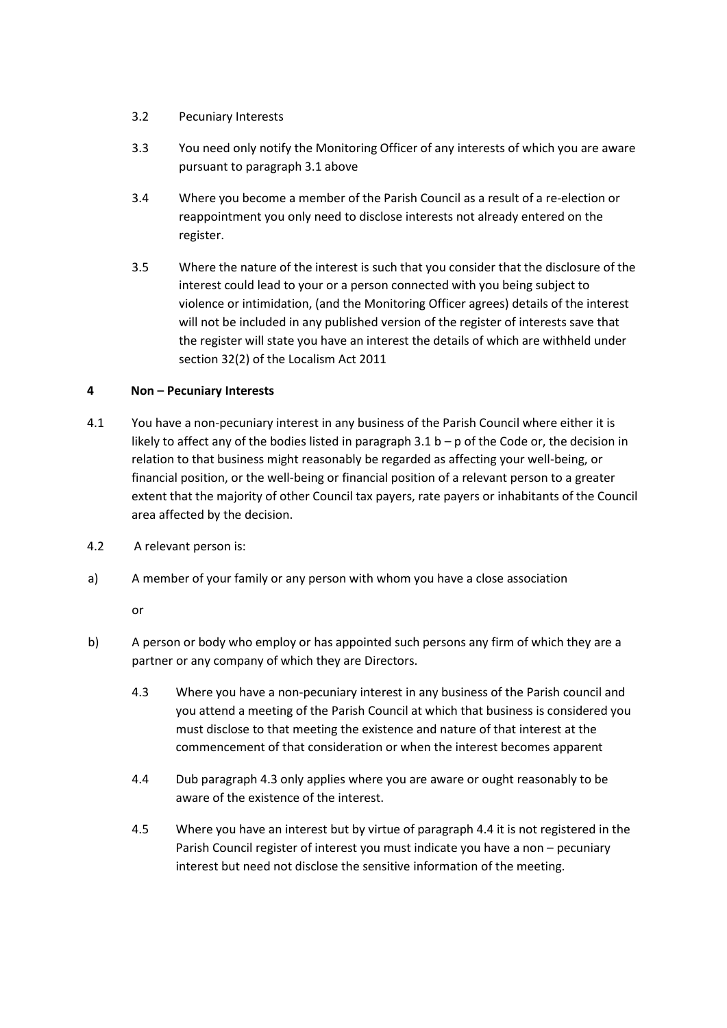3.2 Pecuniary Interests

3.3 You need only notify the Monitoring Officer of any interests of which you are aware pursuant to paragraph 3.1 above

3.4 Where you become a member of the Parish Council as a result of a re-election or reappointment you only need to disclose interests not already entered on the register.

3.5 Where the nature of the interest is such that you consider that the disclosure of the interest could lead to your or a person connected with you being subject to violence or intimidation, (and the Monitoring Officer agrees) details of the interest will not be included in any published version of the register of interests save that the register will state you have an interest the details of which are withheld under section 32(2) of the Localism Act 2011

## 4 Non – Pecuniary Interests

4.1 You have a non-pecuniary interest in any business of the Parish Council where either it is likely to affect any of the bodies listed in paragraph 3.1 b – p of the Code or, the decision in relation to that business might reasonably be regarded as affecting your well-being, or financial position, or the well-being or financial position of a relevant person to a greater extent that the majority of other Council tax payers, rate payers or inhabitants of the Council area affected by the decision.

4.2 A relevant person is:

a) A member of your family or any person with whom you have a close association

or

b) A person or body who employ or has appointed such persons any firm of which they are a partner or any company of which they are Directors.

4.3 Where you have a non-pecuniary interest in any business of the Parish council and you attend a meeting of the Parish Council at which that business is considered you must disclose to that meeting the existence and nature of that interest at the commencement of that consideration or when the interest becomes apparent

4.4 Dub paragraph 4.3 only applies where you are aware or ought reasonably to be aware of the existence of the interest.

4.5 Where you have an interest but by virtue of paragraph 4.4 it is not registered in the Parish Council register of interest you must indicate you have a non – pecuniary interest but need not disclose the sensitive information of the meeting.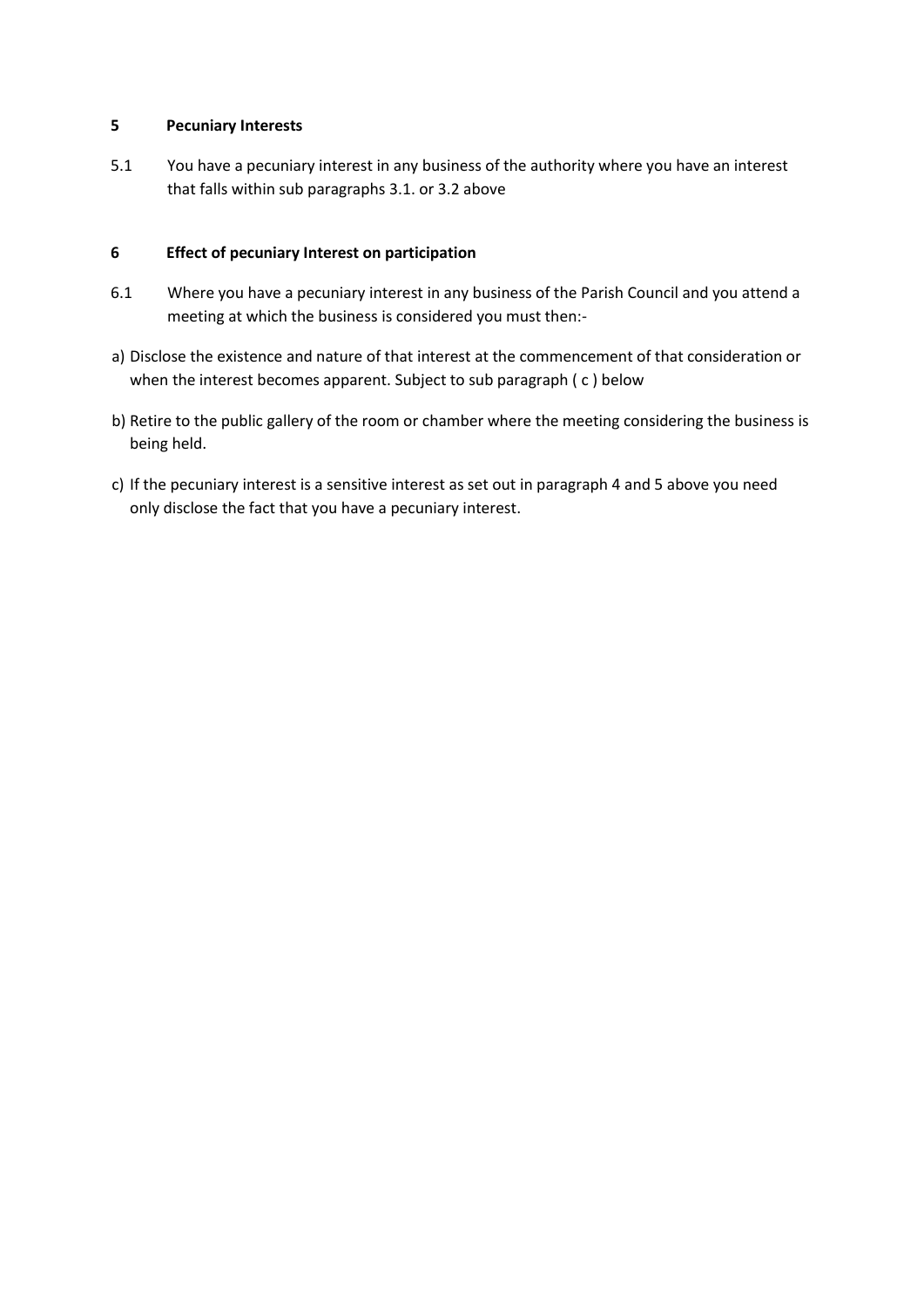## 5 Pecuniary Interests

5.1 You have a pecuniary interest in any business of the authority where you have an interest that falls within sub paragraphs 3.1. or 3.2 above

## 6 Effect of pecuniary Interest on participation

6.1 Where you have a pecuniary interest in any business of the Parish Council and you attend a meeting at which the business is considered you must then:-

a) Disclose the existence and nature of that interest at the commencement of that consideration or when the interest becomes apparent. Subject to sub paragraph ( c ) below

b) Retire to the public gallery of the room or chamber where the meeting considering the business is being held.

c) If the pecuniary interest is a sensitive interest as set out in paragraph 4 and 5 above you need only disclose the fact that you have a pecuniary interest.